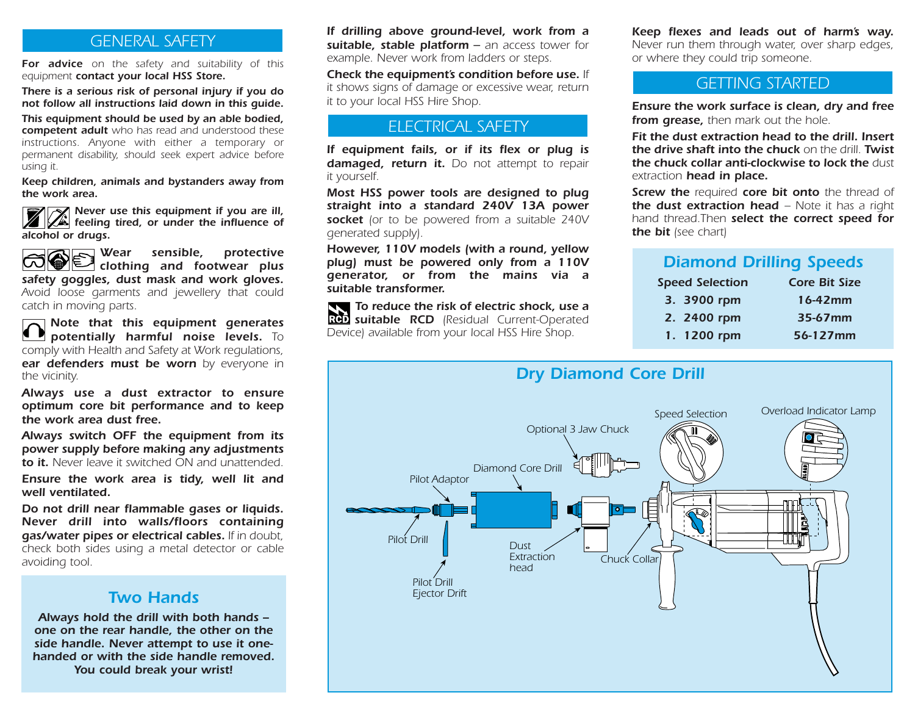## GENERAL SAFETY

**For advice** on the safety and suitability of this equipment **contact your local HSS Store.**

**There is a serious risk of personal injury if you do not follow all instructions laid down in this guide.**

**This equipment should be used by an able bodied, competent adult** who has read and understood these instructions. Anyone with either a temporary or permanent disability, should seek expert advice before using it.

**Keep children, animals and bystanders away from the work area.**

**Never use this equipment if you are ill, feeling tired, or under the influence of alcohol or drugs.**

***Wear sensible, protective clothing and footwear plus safety goggles, dust mask and work gloves.*** Avoid loose garments and jewellery that could catch in moving parts.

**Note that this equipment generates potentially harmful noise levels.** To comply with Health and Safety at Work regulations, **ear defenders must be worn** by everyone in the vicinity.

***Always use a dust extractor to ensure optimum core bit performance and to keep the work area dust free.***

**Always switch OFF the equipment from its power supply before making any adjustments to it.** Never leave it switched ON and unattended.

**Ensure the work area is tidy, well lit and well ventilated.**

***Do not drill near flammable gases or liquids.*** **Never drill into walls/floors containing gas/water pipes or electrical cables.** If in doubt, check both sides using a metal detector or cable avoiding tool.

### Two Hands

***Always hold the drill with both hands – one on the rear handle, the other on the side handle. Never attempt to use it one-handed or with the side handle removed. You could break your wrist!***

***If drilling above ground-level, work from a suitable, stable platform*** – an access tower for example. Never work from ladders or steps.

**Check the equipment's condition before use.** If it shows signs of damage or excessive wear, return it to your local HSS Hire Shop.

## ELECTRICAL SAFETY

***If equipment fails, or if its flex or plug is damaged, return it.*** Do not attempt to repair it yourself.

**Most HSS power tools are designed to plug straight into a standard 240V 13A power socket** (or to be powered from a suitable 240V generated supply).

**However, 110V models (with a round, yellow plug) must be powered only from a 110V generator, or from the mains via a suitable transformer.**

***To reduce the risk of electric shock, use a suitable RCD*** (Residual Current-Operated Device) available from your local HSS Hire Shop.

**Keep flexes and leads out of harm's way.** Never run them through water, over sharp edges, or where they could trip someone.

## GETTING STARTED

***Ensure the work surface is clean, dry and free from grease,*** then mark out the hole.

**Fit the dust extraction head to the drill. Insert the drive shaft into the chuck** on the drill. **Twist the chuck collar anti-clockwise to lock the** dust extraction **head in place.**

**Screw the** required **core bit onto** the thread of **the dust extraction head** – Note it has a right hand thread.Then **select the correct speed for the bit** (see chart)

### Diamond Drilling Speeds

| Speed Selection | Core Bit Size |
|---|---|
| 3. 3900 rpm | 16-42mm |
| 2. 2400 rpm | 35-67mm |
| 1. 1200 rpm | 56-127mm |

### Dry Diamond Core Drill

Speed Selection · Overload Indicator Lamp · Optional 3 Jaw Chuck · Diamond Core Drill · Pilot Adaptor · Pilot Drill · Dust Extraction head · Chuck Collar · Pilot Drill Ejector Drift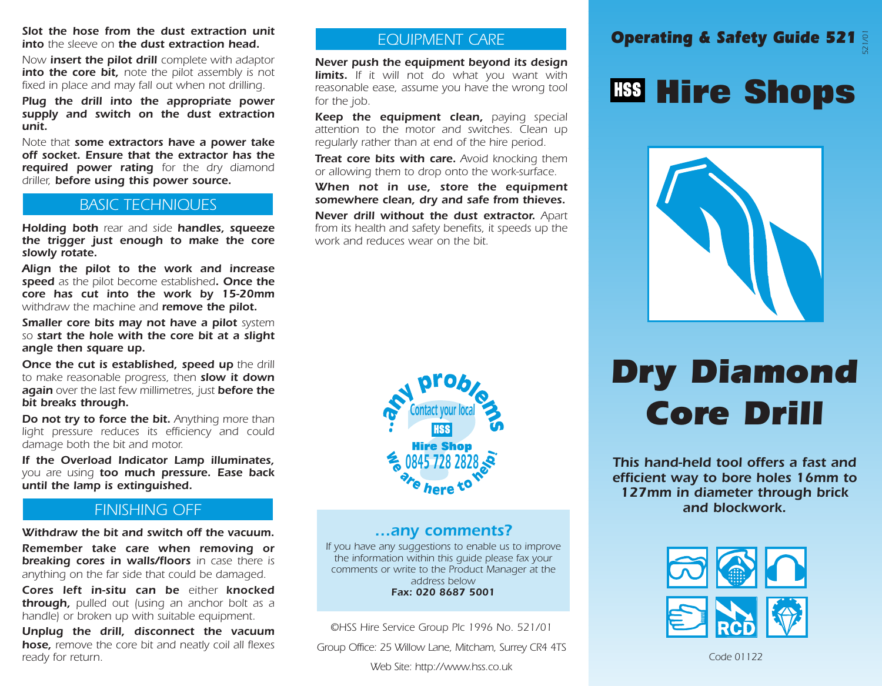**Slot the hose from the dust extraction unit into** the sleeve on **the dust extraction head.**

Now **insert the pilot drill** complete with adaptor **into the core bit,** note the pilot assembly is not fixed in place and may fall out when not drilling.

**Plug the drill into the appropriate power supply and switch on the dust extraction unit.**

Note that **some extractors have a power take off socket. Ensure that the extractor has the required power rating** for the dry diamond driller, **before using this power source.**

## BASIC TECHNIQUES

**Holding both** rear and side **handles, squeeze the trigger just enough to make the core slowly rotate.**

**Align the pilot to the work and increase speed** as the pilot become established**. Once the core has cut into the work by 15-20mm** withdraw the machine and **remove the pilot.**

**Smaller core bits may not have a pilot** system so **start the hole with the core bit at a slight angle then square up.**

**Once the cut is established, speed up** the drill to make reasonable progress, then **slow it down again** over the last few millimetres, just **before the bit breaks through.**

**Do not try to force the bit.** Anything more than light pressure reduces its efficiency and could damage both the bit and motor.

**If the Overload Indicator Lamp illuminates,** you are using **too much pressure. Ease back until the lamp is extinguished.**

## FINISHING OFF

**Withdraw the bit and switch off the vacuum.**

**Remember take care when removing or breaking cores in walls/floors** in case there is anything on the far side that could be damaged.

**Cores left in-situ can be** either **knocked through,** pulled out (using an anchor bolt as a handle) or broken up with suitable equipment.

**Unplug the drill, disconnect the vacuum hose,** remove the core bit and neatly coil all flexes ready for return.

## EQUIPMENT CARE

**Never push the equipment beyond its design limits.** If it will not do what you want with reasonable ease, assume you have the wrong tool for the job.

**Keep the equipment clean,** paying special attention to the motor and switches. Clean up regularly rather than at end of the hire period.

**Treat core bits with care.** Avoid knocking them or allowing them to drop onto the work-surface.

**When not in use, store the equipment somewhere clean, dry and safe from thieves.**

**Never drill without the dust extractor.** Apart from its health and safety benefits, it speeds up the work and reduces wear on the bit.

...any problems
Contact your local
HSS
Hire Shop
0845 728 2828
we are here to help!

### ...any comments?

If you have any suggestions to enable us to improve the information within this guide please fax your comments or write to the Product Manager at the address below
**Fax: 020 8687 5001**

©HSS Hire Service Group Plc 1996 No. 521/01

Group Office: 25 Willow Lane, Mitcham, Surrey CR4 4TS

Web Site: http://www.hss.co.uk

**Operating & Safety Guide 521**

521/01

# HSS Hire Shops

# Dry Diamond Core Drill

**This hand-held tool offers a fast and efficient way to bore holes 16mm to 127mm in diameter through brick and blockwork.**

RCD

Code 01122